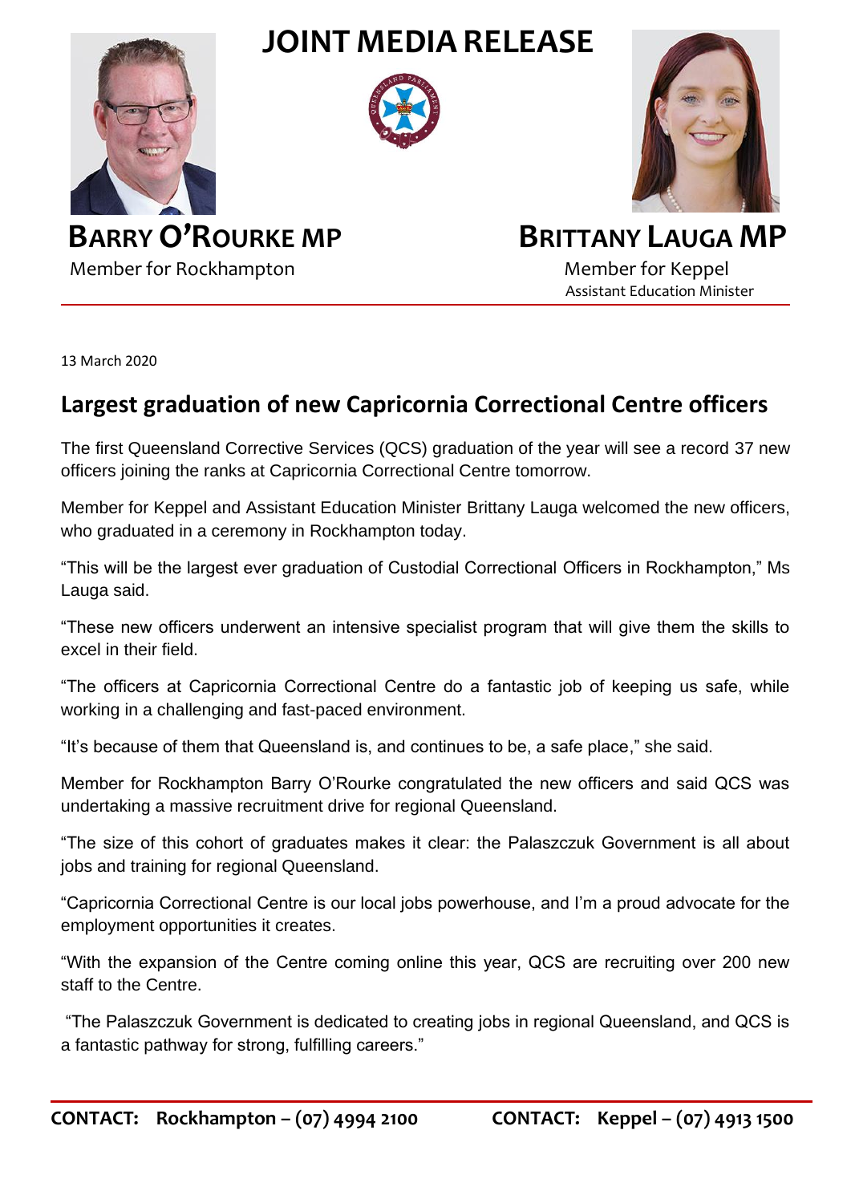# JOINT MEDIA RELEASE

**BARRY O'ROURKE MP**
Member for Rockhampton

**BRITTANY LAUGA MP**
Member for Keppel
Assistant Education Minister

13 March 2020

## Largest graduation of new Capricornia Correctional Centre officers

The first Queensland Corrective Services (QCS) graduation of the year will see a record 37 new officers joining the ranks at Capricornia Correctional Centre tomorrow.

Member for Keppel and Assistant Education Minister Brittany Lauga welcomed the new officers, who graduated in a ceremony in Rockhampton today.

"This will be the largest ever graduation of Custodial Correctional Officers in Rockhampton," Ms Lauga said.

"These new officers underwent an intensive specialist program that will give them the skills to excel in their field.

"The officers at Capricornia Correctional Centre do a fantastic job of keeping us safe, while working in a challenging and fast-paced environment.

"It's because of them that Queensland is, and continues to be, a safe place," she said.

Member for Rockhampton Barry O'Rourke congratulated the new officers and said QCS was undertaking a massive recruitment drive for regional Queensland.

"The size of this cohort of graduates makes it clear: the Palaszczuk Government is all about jobs and training for regional Queensland.

"Capricornia Correctional Centre is our local jobs powerhouse, and I'm a proud advocate for the employment opportunities it creates.

"With the expansion of the Centre coming online this year, QCS are recruiting over 200 new staff to the Centre.

"The Palaszczuk Government is dedicated to creating jobs in regional Queensland, and QCS is a fantastic pathway for strong, fulfilling careers."

**CONTACT: Rockhampton – (07) 4994 2100** **CONTACT: Keppel – (07) 4913 1500**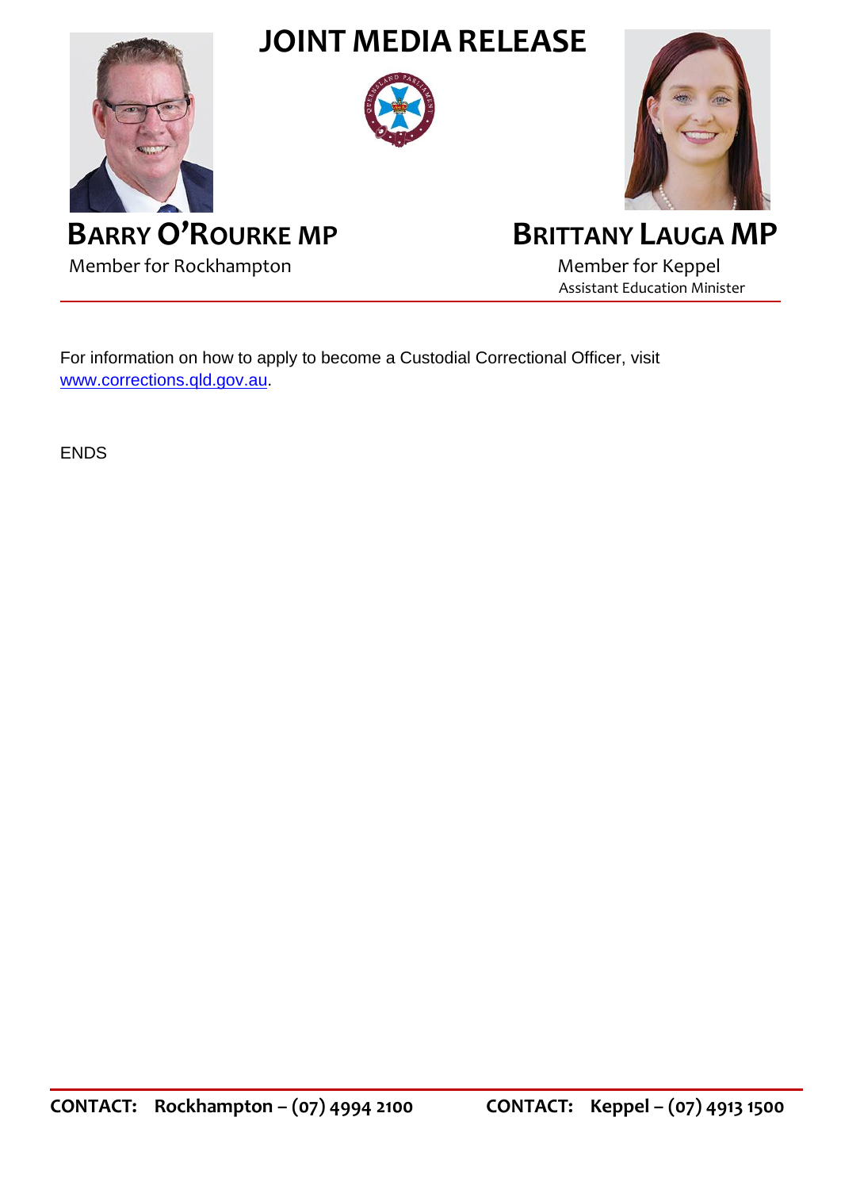# JOINT MEDIA RELEASE

**BARRY O'ROURKE MP**
Member for Rockhampton

**BRITTANY LAUGA MP**
Member for Keppel
Assistant Education Minister

For information on how to apply to become a Custodial Correctional Officer, visit [www.corrections.qld.gov.au](http://www.corrections.qld.gov.au).

ENDS

**CONTACT: Rockhampton – (07) 4994 2100**

**CONTACT: Keppel – (07) 4913 1500**